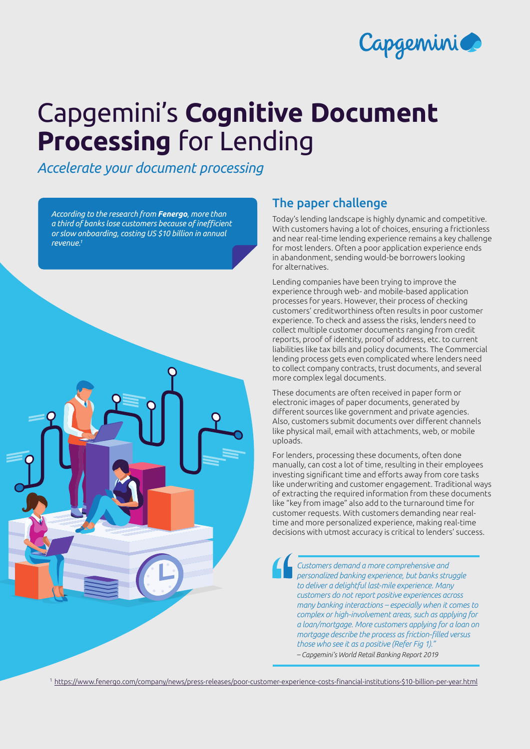# Capgemini's **Cognitive Document Processing** for Lending

*Accelerate your document processing*

*According to the research from **Fenergo**, more than a third of banks lose customers because of inefficient or slow onboarding, costing US $10 billion in annual revenue.*[1]

## The paper challenge

Today's lending landscape is highly dynamic and competitive. With customers having a lot of choices, ensuring a frictionless and near real-time lending experience remains a key challenge for most lenders. Often a poor application experience ends in abandonment, sending would-be borrowers looking for alternatives.

Lending companies have been trying to improve the experience through web- and mobile-based application processes for years. However, their process of checking customers' creditworthiness often results in poor customer experience. To check and assess the risks, lenders need to collect multiple customer documents ranging from credit reports, proof of identity, proof of address, etc. to current liabilities like tax bills and policy documents. The Commercial lending process gets even complicated where lenders need to collect company contracts, trust documents, and several more complex legal documents.

These documents are often received in paper form or electronic images of paper documents, generated by different sources like government and private agencies. Also, customers submit documents over different channels like physical mail, email with attachments, web, or mobile uploads.

For lenders, processing these documents, often done manually, can cost a lot of time, resulting in their employees investing significant time and efforts away from core tasks like underwriting and customer engagement. Traditional ways of extracting the required information from these documents like "key from image" also add to the turnaround time for customer requests. With customers demanding near real-time and more personalized experience, making real-time decisions with utmost accuracy is critical to lenders' success.

> *Customers demand a more comprehensive and personalized banking experience, but banks struggle to deliver a delightful last-mile experience. Many customers do not report positive experiences across many banking interactions – especially when it comes to complex or high-involvement areas, such as applying for a loan/mortgage. More customers applying for a loan on mortgage describe the process as friction-filled versus those who see it as a positive (Refer Fig 1)."*
>
> *– Capgemini's World Retail Banking Report 2019*

[1] https://www.fenergo.com/company/news/press-releases/poor-customer-experience-costs-financial-institutions-$10-billion-per-year.html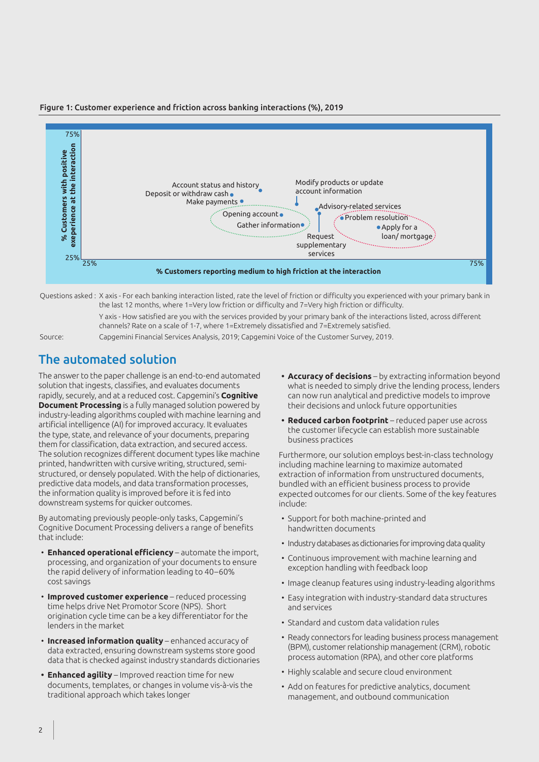**Figure 1: Customer experience and friction across banking interactions (%), 2019**

Questions asked : X axis - For each banking interaction listed, rate the level of friction or difficulty you experienced with your primary bank in the last 12 months, where 1=Very low friction or difficulty and 7=Very high friction or difficulty.

Y axis - How satisfied are you with the services provided by your primary bank of the interactions listed, across different channels? Rate on a scale of 1-7, where 1=Extremely dissatisfied and 7=Extremely satisfied.

Source: Capgemini Financial Services Analysis, 2019; Capgemini Voice of the Customer Survey, 2019.

## The automated solution

The answer to the paper challenge is an end-to-end automated solution that ingests, classifies, and evaluates documents rapidly, securely, and at a reduced cost. Capgemini's **Cognitive Document Processing** is a fully managed solution powered by industry-leading algorithms coupled with machine learning and artificial intelligence (AI) for improved accuracy. It evaluates the type, state, and relevance of your documents, preparing them for classification, data extraction, and secured access. The solution recognizes different document types like machine printed, handwritten with cursive writing, structured, semi-structured, or densely populated. With the help of dictionaries, predictive data models, and data transformation processes, the information quality is improved before it is fed into downstream systems for quicker outcomes.

By automating previously people-only tasks, Capgemini's Cognitive Document Processing delivers a range of benefits that include:

- **Enhanced operational efficiency** – automate the import, processing, and organization of your documents to ensure the rapid delivery of information leading to 40–60% cost savings
- **Improved customer experience** – reduced processing time helps drive Net Promotor Score (NPS). Short origination cycle time can be a key differentiator for the lenders in the market
- **Increased information quality** – enhanced accuracy of data extracted, ensuring downstream systems store good data that is checked against industry standards dictionaries
- **Enhanced agility** – Improved reaction time for new documents, templates, or changes in volume vis-à-vis the traditional approach which takes longer
- **Accuracy of decisions** – by extracting information beyond what is needed to simply drive the lending process, lenders can now run analytical and predictive models to improve their decisions and unlock future opportunities
- **Reduced carbon footprint** – reduced paper use across the customer lifecycle can establish more sustainable business practices

Furthermore, our solution employs best-in-class technology including machine learning to maximize automated extraction of information from unstructured documents, bundled with an efficient business process to provide expected outcomes for our clients. Some of the key features include:

- Support for both machine-printed and handwritten documents
- Industry databases as dictionaries for improving data quality
- Continuous improvement with machine learning and exception handling with feedback loop
- Image cleanup features using industry-leading algorithms
- Easy integration with industry-standard data structures and services
- Standard and custom data validation rules
- Ready connectors for leading business process management (BPM), customer relationship management (CRM), robotic process automation (RPA), and other core platforms
- Highly scalable and secure cloud environment
- Add on features for predictive analytics, document management, and outbound communication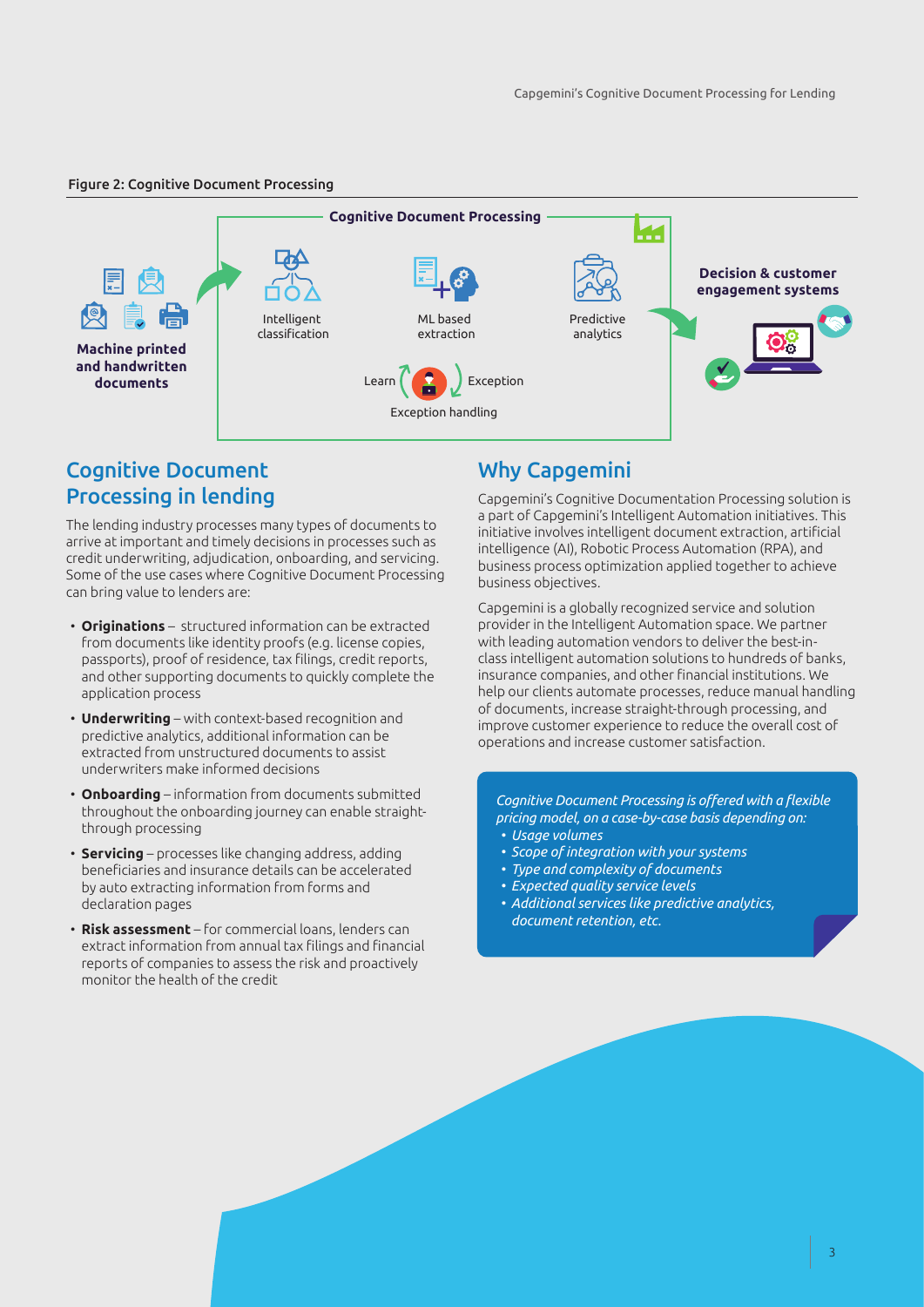Figure 2: Cognitive Document Processing

**Cognitive Document Processing**

**Machine printed and handwritten documents**

Intelligent classification

ML based extraction

Predictive analytics

Learn

Exception

Exception handling

**Decision & customer engagement systems**

## Cognitive Document Processing in lending

The lending industry processes many types of documents to arrive at important and timely decisions in processes such as credit underwriting, adjudication, onboarding, and servicing. Some of the use cases where Cognitive Document Processing can bring value to lenders are:

- **Originations** – structured information can be extracted from documents like identity proofs (e.g. license copies, passports), proof of residence, tax filings, credit reports, and other supporting documents to quickly complete the application process
- **Underwriting** – with context-based recognition and predictive analytics, additional information can be extracted from unstructured documents to assist underwriters make informed decisions
- **Onboarding** – information from documents submitted throughout the onboarding journey can enable straight-through processing
- **Servicing** – processes like changing address, adding beneficiaries and insurance details can be accelerated by auto extracting information from forms and declaration pages
- **Risk assessment** – for commercial loans, lenders can extract information from annual tax filings and financial reports of companies to assess the risk and proactively monitor the health of the credit

## Why Capgemini

Capgemini's Cognitive Documentation Processing solution is a part of Capgemini's Intelligent Automation initiatives. This initiative involves intelligent document extraction, artificial intelligence (AI), Robotic Process Automation (RPA), and business process optimization applied together to achieve business objectives.

Capgemini is a globally recognized service and solution provider in the Intelligent Automation space. We partner with leading automation vendors to deliver the best-in-class intelligent automation solutions to hundreds of banks, insurance companies, and other financial institutions. We help our clients automate processes, reduce manual handling of documents, increase straight-through processing, and improve customer experience to reduce the overall cost of operations and increase customer satisfaction.

*Cognitive Document Processing is offered with a flexible pricing model, on a case-by-case basis depending on:*

- *Usage volumes*
- *Scope of integration with your systems*
- *Type and complexity of documents*
- *Expected quality service levels*
- *Additional services like predictive analytics, document retention, etc.*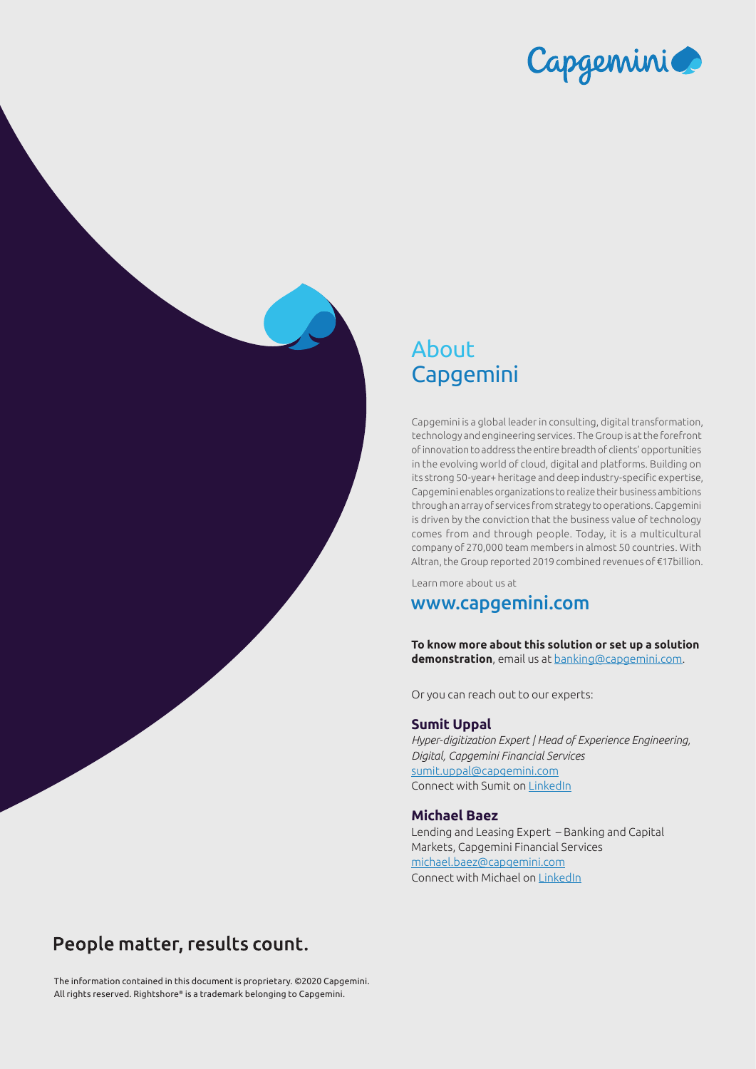## About Capgemini

Capgemini is a global leader in consulting, digital transformation, technology and engineering services. The Group is at the forefront of innovation to address the entire breadth of clients' opportunities in the evolving world of cloud, digital and platforms. Building on its strong 50-year+ heritage and deep industry-specific expertise, Capgemini enables organizations to realize their business ambitions through an array of services from strategy to operations. Capgemini is driven by the conviction that the business value of technology comes from and through people. Today, it is a multicultural company of 270,000 team members in almost 50 countries. With Altran, the Group reported 2019 combined revenues of €17billion.

Learn more about us at

### www.capgemini.com

**To know more about this solution or set up a solution demonstration**, email us at banking@capgemini.com.

Or you can reach out to our experts:

**Sumit Uppal**
*Hyper-digitization Expert | Head of Experience Engineering, Digital, Capgemini Financial Services*
sumit.uppal@capgemini.com
Connect with Sumit on LinkedIn

**Michael Baez**
Lending and Leasing Expert – Banking and Capital Markets, Capgemini Financial Services
michael.baez@capgemini.com
Connect with Michael on LinkedIn

People matter, results count.

The information contained in this document is proprietary. ©2020 Capgemini. All rights reserved. Rightshore® is a trademark belonging to Capgemini.